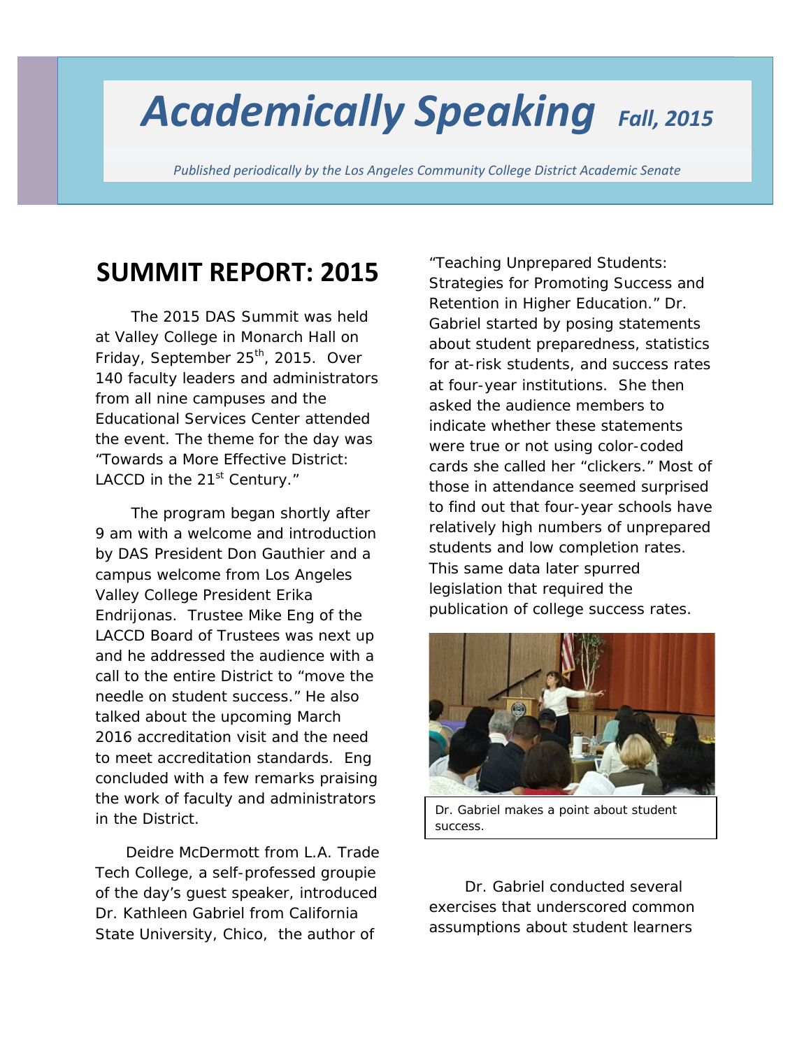# *Academically Speaking* *Fall, 2015*

*Published periodically by the Los Angeles Community College District Academic Senate*

## SUMMIT REPORT: 2015

The 2015 DAS Summit was held at Valley College in Monarch Hall on Friday, September 25th, 2015. Over 140 faculty leaders and administrators from all nine campuses and the Educational Services Center attended the event. The theme for the day was "Towards a More Effective District: LACCD in the 21st Century."

The program began shortly after 9 am with a welcome and introduction by DAS President Don Gauthier and a campus welcome from Los Angeles Valley College President Erika Endrijonas. Trustee Mike Eng of the LACCD Board of Trustees was next up and he addressed the audience with a call to the entire District to "move the needle on student success." He also talked about the upcoming March 2016 accreditation visit and the need to meet accreditation standards. Eng concluded with a few remarks praising the work of faculty and administrators in the District.

Deidre McDermott from L.A. Trade Tech College, a self-professed groupie of the day's guest speaker, introduced Dr. Kathleen Gabriel from California State University, Chico, the author of "Teaching Unprepared Students: Strategies for Promoting Success and Retention in Higher Education." Dr. Gabriel started by posing statements about student preparedness, statistics for at-risk students, and success rates at four-year institutions. She then asked the audience members to indicate whether these statements were true or not using color-coded cards she called her "clickers." Most of those in attendance seemed surprised to find out that four-year schools have relatively high numbers of unprepared students and low completion rates. This same data later spurred legislation that required the publication of college success rates.

Dr. Gabriel makes a point about student success.

Dr. Gabriel conducted several exercises that underscored common assumptions about student learners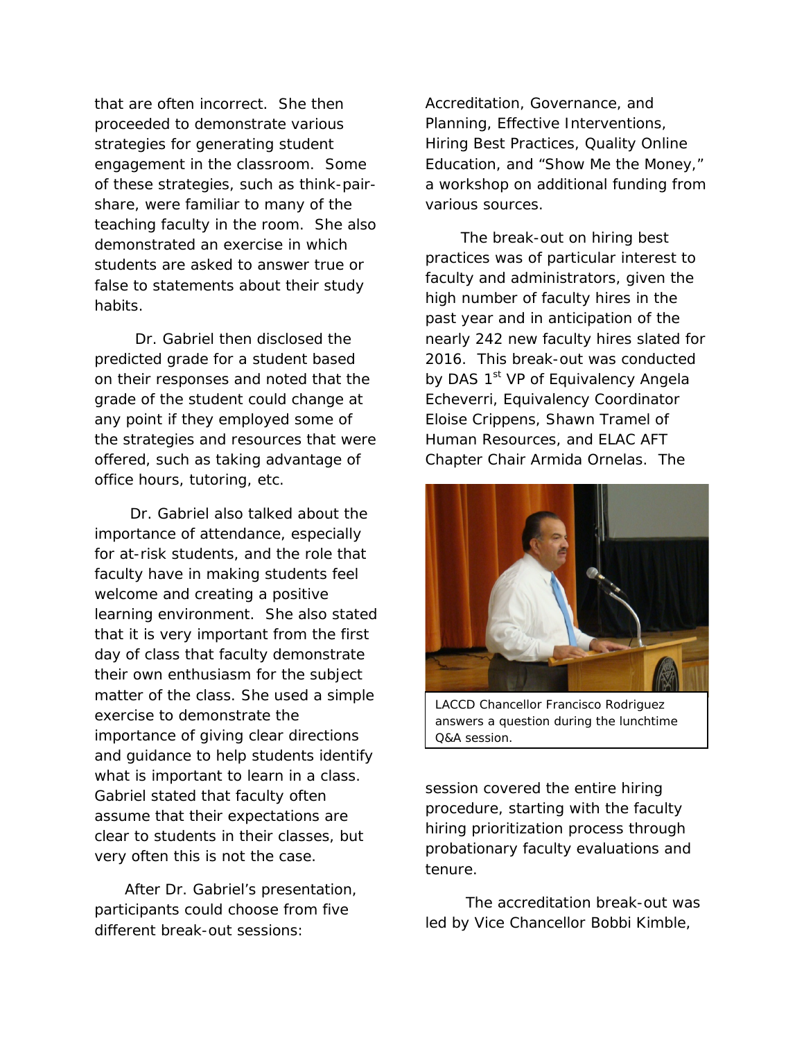that are often incorrect. She then proceeded to demonstrate various strategies for generating student engagement in the classroom. Some of these strategies, such as think-pair-share, were familiar to many of the teaching faculty in the room. She also demonstrated an exercise in which students are asked to answer true or false to statements about their study habits.

Dr. Gabriel then disclosed the predicted grade for a student based on their responses and noted that the grade of the student could change at any point if they employed some of the strategies and resources that were offered, such as taking advantage of office hours, tutoring, etc.

Dr. Gabriel also talked about the importance of attendance, especially for at-risk students, and the role that faculty have in making students feel welcome and creating a positive learning environment. She also stated that it is very important from the first day of class that faculty demonstrate their own enthusiasm for the subject matter of the class. She used a simple exercise to demonstrate the importance of giving clear directions and guidance to help students identify what is important to learn in a class. Gabriel stated that faculty often assume that their expectations are clear to students in their classes, but very often this is not the case.

After Dr. Gabriel's presentation, participants could choose from five different break-out sessions: Accreditation, Governance, and Planning, Effective Interventions, Hiring Best Practices, Quality Online Education, and "Show Me the Money," a workshop on additional funding from various sources.

The break-out on hiring best practices was of particular interest to faculty and administrators, given the high number of faculty hires in the past year and in anticipation of the nearly 242 new faculty hires slated for 2016. This break-out was conducted by DAS 1st VP of Equivalency Angela Echeverri, Equivalency Coordinator Eloise Crippens, Shawn Tramel of Human Resources, and ELAC AFT Chapter Chair Armida Ornelas. The session covered the entire hiring procedure, starting with the faculty hiring prioritization process through probationary faculty evaluations and tenure.

LACCD Chancellor Francisco Rodriguez answers a question during the lunchtime Q&A session.

The accreditation break-out was led by Vice Chancellor Bobbi Kimble,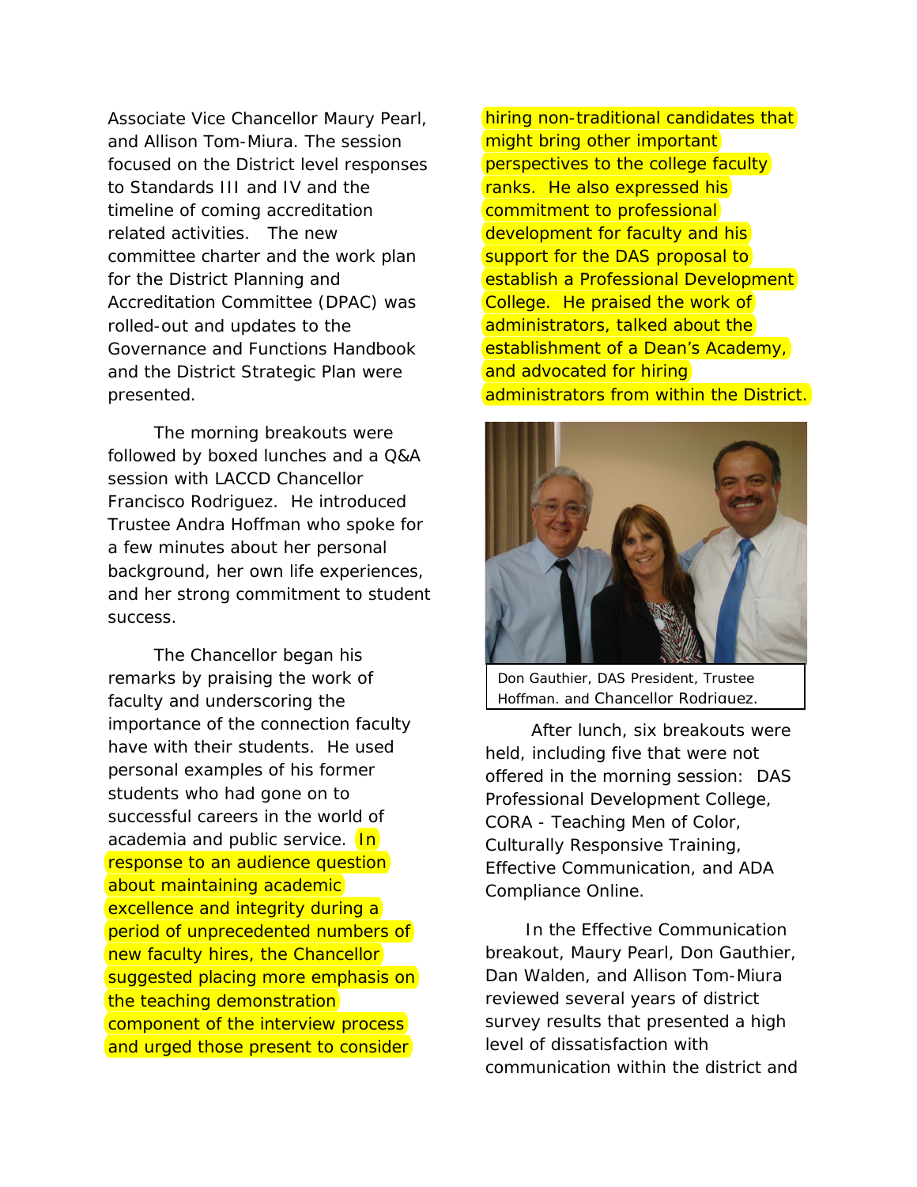Associate Vice Chancellor Maury Pearl, and Allison Tom-Miura. The session focused on the District level responses to Standards III and IV and the timeline of coming accreditation related activities. The new committee charter and the work plan for the District Planning and Accreditation Committee (DPAC) was rolled-out and updates to the Governance and Functions Handbook and the District Strategic Plan were presented.

The morning breakouts were followed by boxed lunches and a Q&A session with LACCD Chancellor Francisco Rodriguez. He introduced Trustee Andra Hoffman who spoke for a few minutes about her personal background, her own life experiences, and her strong commitment to student success.

The Chancellor began his remarks by praising the work of faculty and underscoring the importance of the connection faculty have with their students. He used personal examples of his former students who had gone on to successful careers in the world of academia and public service. In response to an audience question about maintaining academic excellence and integrity during a period of unprecedented numbers of new faculty hires, the Chancellor suggested placing more emphasis on the teaching demonstration component of the interview process and urged those present to consider hiring non-traditional candidates that might bring other important perspectives to the college faculty ranks. He also expressed his commitment to professional development for faculty and his support for the DAS proposal to establish a Professional Development College. He praised the work of administrators, talked about the establishment of a Dean's Academy, and advocated for hiring administrators from within the District.

Don Gauthier, DAS President, Trustee Hoffman, and Chancellor Rodriguez.

After lunch, six breakouts were held, including five that were not offered in the morning session: DAS Professional Development College, CORA - Teaching Men of Color, Culturally Responsive Training, Effective Communication, and ADA Compliance Online.

In the Effective Communication breakout, Maury Pearl, Don Gauthier, Dan Walden, and Allison Tom-Miura reviewed several years of district survey results that presented a high level of dissatisfaction with communication within the district and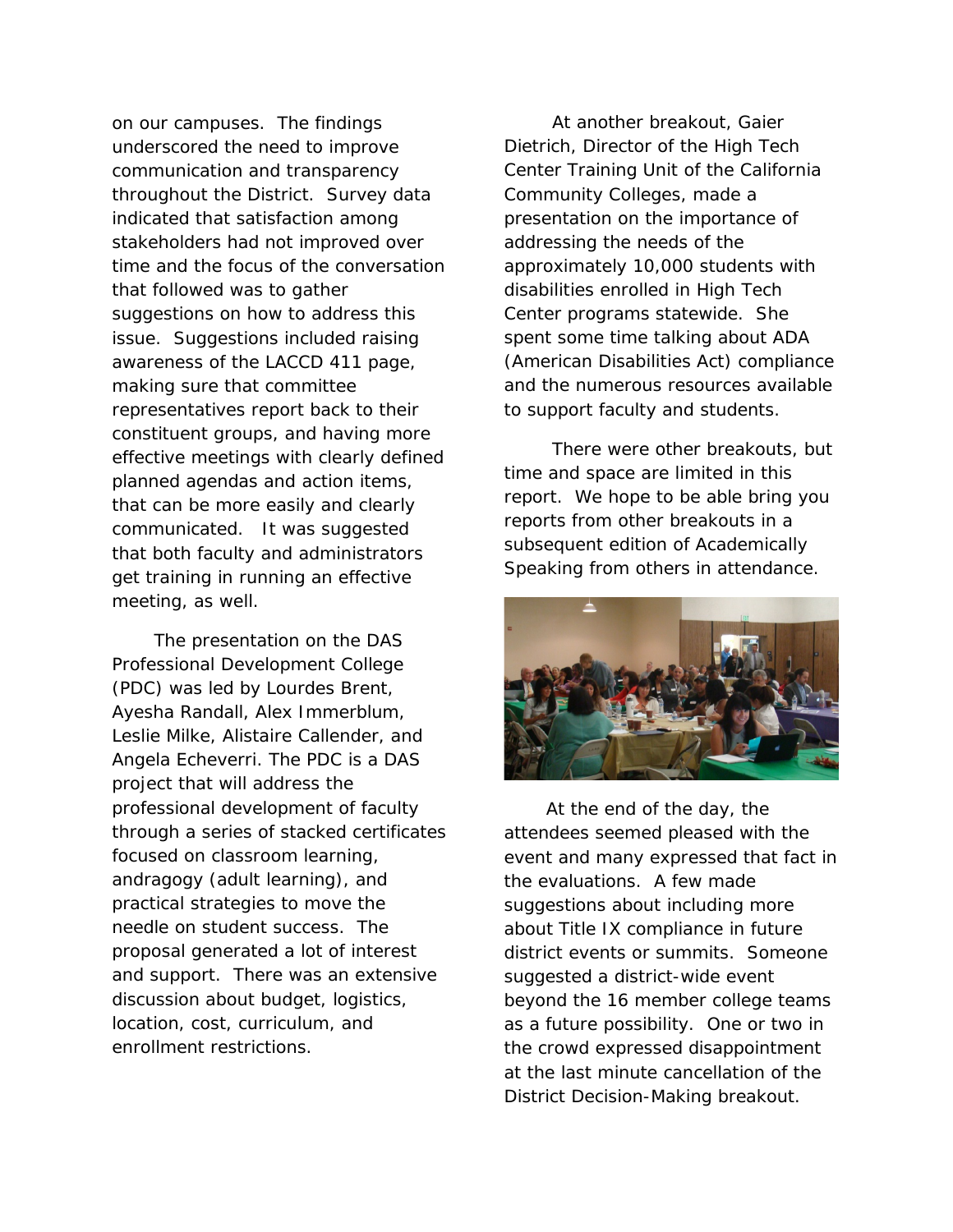on our campuses. The findings underscored the need to improve communication and transparency throughout the District. Survey data indicated that satisfaction among stakeholders had not improved over time and the focus of the conversation that followed was to gather suggestions on how to address this issue. Suggestions included raising awareness of the LACCD 411 page, making sure that committee representatives report back to their constituent groups, and having more effective meetings with clearly defined planned agendas and action items, that can be more easily and clearly communicated. It was suggested that both faculty and administrators get training in running an effective meeting, as well.

The presentation on the DAS Professional Development College (PDC) was led by Lourdes Brent, Ayesha Randall, Alex Immerblum, Leslie Milke, Alistaire Callender, and Angela Echeverri. The PDC is a DAS project that will address the professional development of faculty through a series of stacked certificates focused on classroom learning, andragogy (adult learning), and practical strategies to move the needle on student success. The proposal generated a lot of interest and support. There was an extensive discussion about budget, logistics, location, cost, curriculum, and enrollment restrictions.

At another breakout, Gaier Dietrich, Director of the High Tech Center Training Unit of the California Community Colleges, made a presentation on the importance of addressing the needs of the approximately 10,000 students with disabilities enrolled in High Tech Center programs statewide. She spent some time talking about ADA (American Disabilities Act) compliance and the numerous resources available to support faculty and students.

There were other breakouts, but time and space are limited in this report. We hope to be able bring you reports from other breakouts in a subsequent edition of Academically Speaking from others in attendance.

At the end of the day, the attendees seemed pleased with the event and many expressed that fact in the evaluations. A few made suggestions about including more about Title IX compliance in future district events or summits. Someone suggested a district-wide event beyond the 16 member college teams as a future possibility. One or two in the crowd expressed disappointment at the last minute cancellation of the District Decision-Making breakout.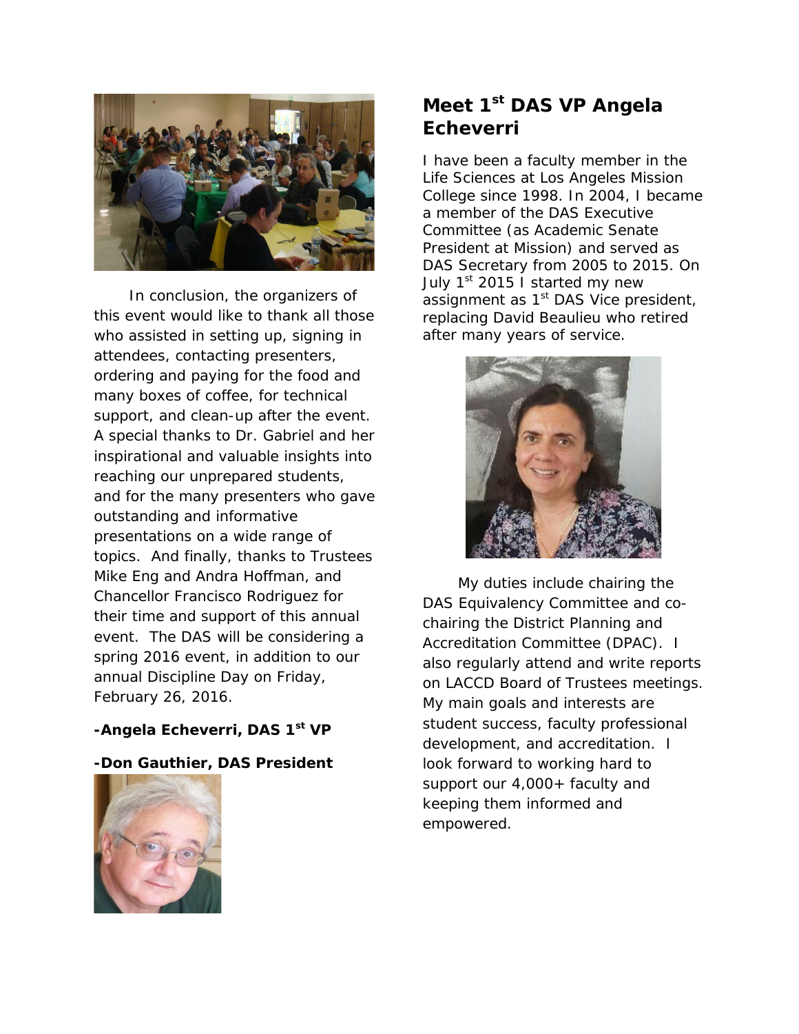In conclusion, the organizers of this event would like to thank all those who assisted in setting up, signing in attendees, contacting presenters, ordering and paying for the food and many boxes of coffee, for technical support, and clean-up after the event. A special thanks to Dr. Gabriel and her inspirational and valuable insights into reaching our unprepared students, and for the many presenters who gave outstanding and informative presentations on a wide range of topics. And finally, thanks to Trustees Mike Eng and Andra Hoffman, and Chancellor Francisco Rodriguez for their time and support of this annual event. The DAS will be considering a spring 2016 event, in addition to our annual Discipline Day on Friday, February 26, 2016.

**-Angela Echeverri, DAS 1st VP**

**-Don Gauthier, DAS President**

## Meet 1st DAS VP Angela Echeverri

I have been a faculty member in the Life Sciences at Los Angeles Mission College since 1998. In 2004, I became a member of the DAS Executive Committee (as Academic Senate President at Mission) and served as DAS Secretary from 2005 to 2015. On July 1st 2015 I started my new assignment as 1st DAS Vice president, replacing David Beaulieu who retired after many years of service.

My duties include chairing the DAS Equivalency Committee and co-chairing the District Planning and Accreditation Committee (DPAC). I also regularly attend and write reports on LACCD Board of Trustees meetings. My main goals and interests are student success, faculty professional development, and accreditation. I look forward to working hard to support our 4,000+ faculty and keeping them informed and empowered.